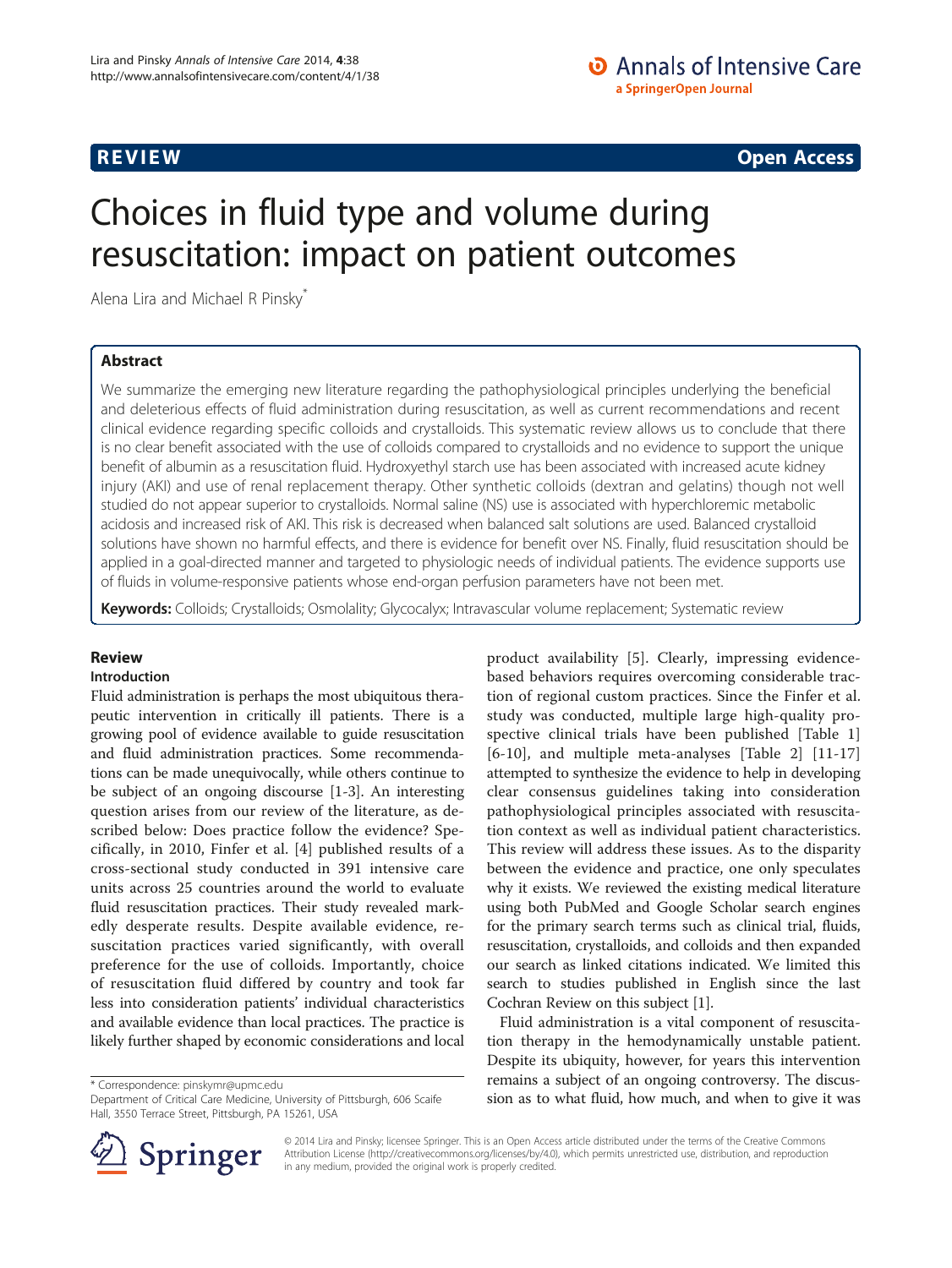**REVIEW** **Open Access**

# Choices in fluid type and volume during resuscitation: impact on patient outcomes

Alena Lira and Michael R Pinsky*

## Abstract

We summarize the emerging new literature regarding the pathophysiological principles underlying the beneficial and deleterious effects of fluid administration during resuscitation, as well as current recommendations and recent clinical evidence regarding specific colloids and crystalloids. This systematic review allows us to conclude that there is no clear benefit associated with the use of colloids compared to crystalloids and no evidence to support the unique benefit of albumin as a resuscitation fluid. Hydroxyethyl starch use has been associated with increased acute kidney injury (AKI) and use of renal replacement therapy. Other synthetic colloids (dextran and gelatins) though not well studied do not appear superior to crystalloids. Normal saline (NS) use is associated with hyperchloremic metabolic acidosis and increased risk of AKI. This risk is decreased when balanced salt solutions are used. Balanced crystalloid solutions have shown no harmful effects, and there is evidence for benefit over NS. Finally, fluid resuscitation should be applied in a goal-directed manner and targeted to physiologic needs of individual patients. The evidence supports use of fluids in volume-responsive patients whose end-organ perfusion parameters have not been met.

**Keywords:** Colloids; Crystalloids; Osmolality; Glycocalyx; Intravascular volume replacement; Systematic review

## Review

### Introduction

Fluid administration is perhaps the most ubiquitous therapeutic intervention in critically ill patients. There is a growing pool of evidence available to guide resuscitation and fluid administration practices. Some recommendations can be made unequivocally, while others continue to be subject of an ongoing discourse [1-3]. An interesting question arises from our review of the literature, as described below: Does practice follow the evidence? Specifically, in 2010, Finfer et al. [4] published results of a cross-sectional study conducted in 391 intensive care units across 25 countries around the world to evaluate fluid resuscitation practices. Their study revealed markedly desperate results. Despite available evidence, resuscitation practices varied significantly, with overall preference for the use of colloids. Importantly, choice of resuscitation fluid differed by country and took far less into consideration patients' individual characteristics and available evidence than local practices. The practice is likely further shaped by economic considerations and local product availability [5]. Clearly, impressing evidence-based behaviors requires overcoming considerable traction of regional custom practices. Since the Finfer et al. study was conducted, multiple large high-quality prospective clinical trials have been published [Table 1] [6-10], and multiple meta-analyses [Table 2] [11-17] attempted to synthesize the evidence to help in developing clear consensus guidelines taking into consideration pathophysiological principles associated with resuscitation context as well as individual patient characteristics. This review will address these issues. As to the disparity between the evidence and practice, one only speculates why it exists. We reviewed the existing medical literature using both PubMed and Google Scholar search engines for the primary search terms such as clinical trial, fluids, resuscitation, crystalloids, and colloids and then expanded our search as linked citations indicated. We limited this search to studies published in English since the last Cochran Review on this subject [1].

Fluid administration is a vital component of resuscitation therapy in the hemodynamically unstable patient. Despite its ubiquity, however, for years this intervention remains a subject of an ongoing controversy. The discussion as to what fluid, how much, and when to give it was

\* Correspondence: pinskymr@upmc.edu
Department of Critical Care Medicine, University of Pittsburgh, 606 Scaife Hall, 3550 Terrace Street, Pittsburgh, PA 15261, USA

© 2014 Lira and Pinsky; licensee Springer. This is an Open Access article distributed under the terms of the Creative Commons Attribution License (http://creativecommons.org/licenses/by/4.0), which permits unrestricted use, distribution, and reproduction in any medium, provided the original work is properly credited.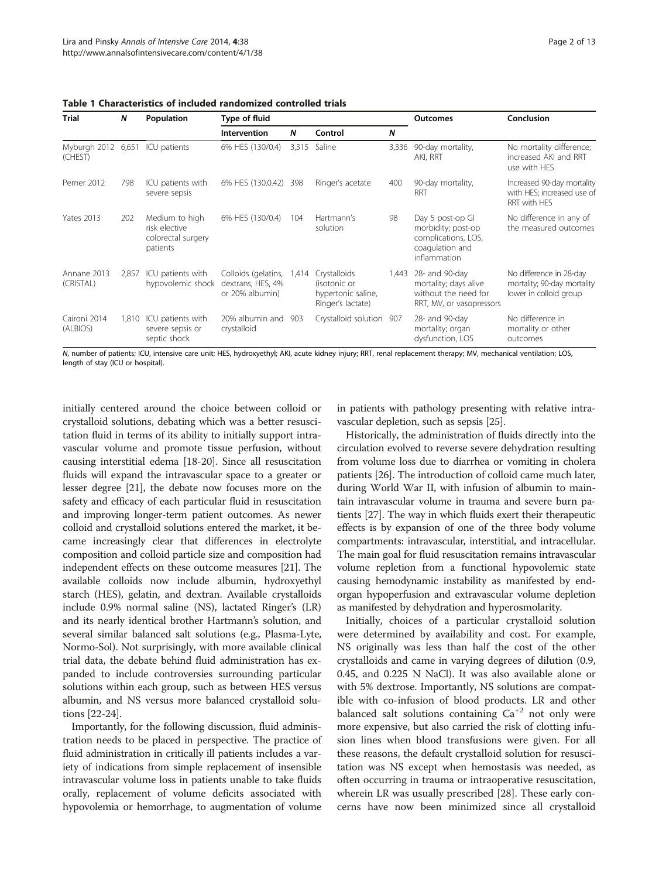**Table 1 Characteristics of included randomized controlled trials**

| Trial | N | Population | Type of fluid | | | | Outcomes | Conclusion |
|---|---|---|---|---|---|---|---|---|
| | | | Intervention | N | Control | N | | |
| Myburgh 2012 (CHEST) | 6,651 | ICU patients | 6% HES (130/0.4) | 3,315 | Saline | 3,336 | 90-day mortality, AKI, RRT | No mortality difference; increased AKI and RRT use with HES |
| Perner 2012 | 798 | ICU patients with severe sepsis | 6% HES (130.0.42) | 398 | Ringer's acetate | 400 | 90-day mortality, RRT | Increased 90-day mortality with HES; increased use of RRT with HES |
| Yates 2013 | 202 | Medium to high risk elective colorectal surgery patients | 6% HES (130/0.4) | 104 | Hartmann's solution | 98 | Day 5 post-op GI morbidity; post-op complications, LOS, coagulation and inflammation | No difference in any of the measured outcomes |
| Annane 2013 (CRISTAL) | 2,857 | ICU patients with hypovolemic shock | Colloids (gelatins, dextrans, HES, 4% or 20% albumin) | 1,414 | Crystalloids (isotonic or hypertonic saline, Ringer's lactate) | 1,443 | 28- and 90-day mortality; days alive without the need for RRT, MV, or vasopressors | No difference in 28-day mortality; 90-day mortality lower in colloid group |
| Caironi 2014 (ALBIOS) | 1,810 | ICU patients with severe sepsis or septic shock | 20% albumin and crystalloid | 903 | Crystalloid solution | 907 | 28- and 90-day mortality; organ dysfunction, LOS | No difference in mortality or other outcomes |

*N*, number of patients; ICU, intensive care unit; HES, hydroxyethyl; AKI, acute kidney injury; RRT, renal replacement therapy; MV, mechanical ventilation; LOS, length of stay (ICU or hospital).

initially centered around the choice between colloid or crystalloid solutions, debating which was a better resuscitation fluid in terms of its ability to initially support intravascular volume and promote tissue perfusion, without causing interstitial edema [18-20]. Since all resuscitation fluids will expand the intravascular space to a greater or lesser degree [21], the debate now focuses more on the safety and efficacy of each particular fluid in resuscitation and improving longer-term patient outcomes. As newer colloid and crystalloid solutions entered the market, it became increasingly clear that differences in electrolyte composition and colloid particle size and composition had independent effects on these outcome measures [21]. The available colloids now include albumin, hydroxyethyl starch (HES), gelatin, and dextran. Available crystalloids include 0.9% normal saline (NS), lactated Ringer's (LR) and its nearly identical brother Hartmann's solution, and several similar balanced salt solutions (e.g., Plasma-Lyte, Normo-Sol). Not surprisingly, with more available clinical trial data, the debate behind fluid administration has expanded to include controversies surrounding particular solutions within each group, such as between HES versus albumin, and NS versus more balanced crystalloid solutions [22-24].

Importantly, for the following discussion, fluid administration needs to be placed in perspective. The practice of fluid administration in critically ill patients includes a variety of indications from simple replacement of insensible intravascular volume loss in patients unable to take fluids orally, replacement of volume deficits associated with hypovolemia or hemorrhage, to augmentation of volume in patients with pathology presenting with relative intravascular depletion, such as sepsis [25].

Historically, the administration of fluids directly into the circulation evolved to reverse severe dehydration resulting from volume loss due to diarrhea or vomiting in cholera patients [26]. The introduction of colloid came much later, during World War II, with infusion of albumin to maintain intravascular volume in trauma and severe burn patients [27]. The way in which fluids exert their therapeutic effects is by expansion of one of the three body volume compartments: intravascular, interstitial, and intracellular. The main goal for fluid resuscitation remains intravascular volume repletion from a functional hypovolemic state causing hemodynamic instability as manifested by end-organ hypoperfusion and extravascular volume depletion as manifested by dehydration and hyperosmolarity.

Initially, choices of a particular crystalloid solution were determined by availability and cost. For example, NS originally was less than half the cost of the other crystalloids and came in varying degrees of dilution (0.9, 0.45, and 0.225 N NaCl). It was also available alone or with 5% dextrose. Importantly, NS solutions are compatible with co-infusion of blood products. LR and other balanced salt solutions containing $Ca^{+2}$ not only were more expensive, but also carried the risk of clotting infusion lines when blood transfusions were given. For all these reasons, the default crystalloid solution for resuscitation was NS except when hemostasis was needed, as often occurring in trauma or intraoperative resuscitation, wherein LR was usually prescribed [28]. These early concerns have now been minimized since all crystalloid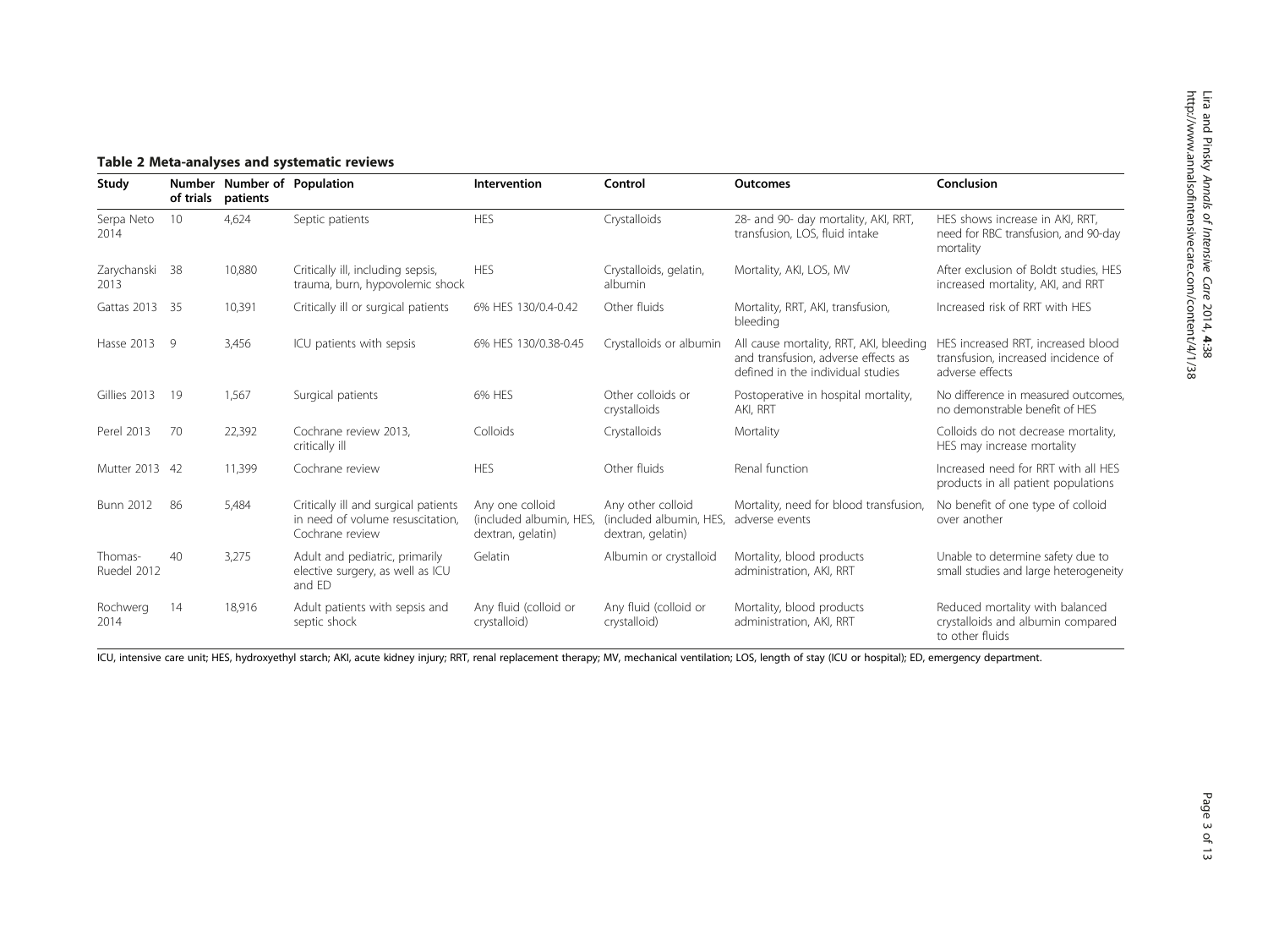**Table 2 Meta-analyses and systematic reviews**

| Study | Number of trials | Number of patients | Population | Intervention | Control | Outcomes | Conclusion |
|---|---|---|---|---|---|---|---|
| Serpa Neto 2014 | 10 | 4,624 | Septic patients | HES | Crystalloids | 28- and 90- day mortality, AKI, RRT, transfusion, LOS, fluid intake | HES shows increase in AKI, RRT, need for RBC transfusion, and 90-day mortality |
| Zarychanski 2013 | 38 | 10,880 | Critically ill, including sepsis, trauma, burn, hypovolemic shock | HES | Crystalloids, gelatin, albumin | Mortality, AKI, LOS, MV | After exclusion of Boldt studies, HES increased mortality, AKI, and RRT |
| Gattas 2013 | 35 | 10,391 | Critically ill or surgical patients | 6% HES 130/0.4-0.42 | Other fluids | Mortality, RRT, AKI, transfusion, bleeding | Increased risk of RRT with HES |
| Hasse 2013 | 9 | 3,456 | ICU patients with sepsis | 6% HES 130/0.38-0.45 | Crystalloids or albumin | All cause mortality, RRT, AKI, bleeding and transfusion, adverse effects as defined in the individual studies | HES increased RRT, increased blood transfusion, increased incidence of adverse effects |
| Gillies 2013 | 19 | 1,567 | Surgical patients | 6% HES | Other colloids or crystalloids | Postoperative in hospital mortality, AKI, RRT | No difference in measured outcomes, no demonstrable benefit of HES |
| Perel 2013 | 70 | 22,392 | Cochrane review 2013, critically ill | Colloids | Crystalloids | Mortality | Colloids do not decrease mortality, HES may increase mortality |
| Mutter 2013 | 42 | 11,399 | Cochrane review | HES | Other fluids | Renal function | Increased need for RRT with all HES products in all patient populations |
| Bunn 2012 | 86 | 5,484 | Critically ill and surgical patients in need of volume resuscitation, Cochrane review | Any one colloid (included albumin, HES, dextran, gelatin) | Any other colloid (included albumin, HES, dextran, gelatin) | Mortality, need for blood transfusion, adverse events | No benefit of one type of colloid over another |
| Thomas-Ruedel 2012 | 40 | 3,275 | Adult and pediatric, primarily elective surgery, as well as ICU and ED | Gelatin | Albumin or crystalloid | Mortality, blood products administration, AKI, RRT | Unable to determine safety due to small studies and large heterogeneity |
| Rochwerg 2014 | 14 | 18,916 | Adult patients with sepsis and septic shock | Any fluid (colloid or crystalloid) | Any fluid (colloid or crystalloid) | Mortality, blood products administration, AKI, RRT | Reduced mortality with balanced crystalloids and albumin compared to other fluids |

ICU, intensive care unit; HES, hydroxyethyl starch; AKI, acute kidney injury; RRT, renal replacement therapy; MV, mechanical ventilation; LOS, length of stay (ICU or hospital); ED, emergency department.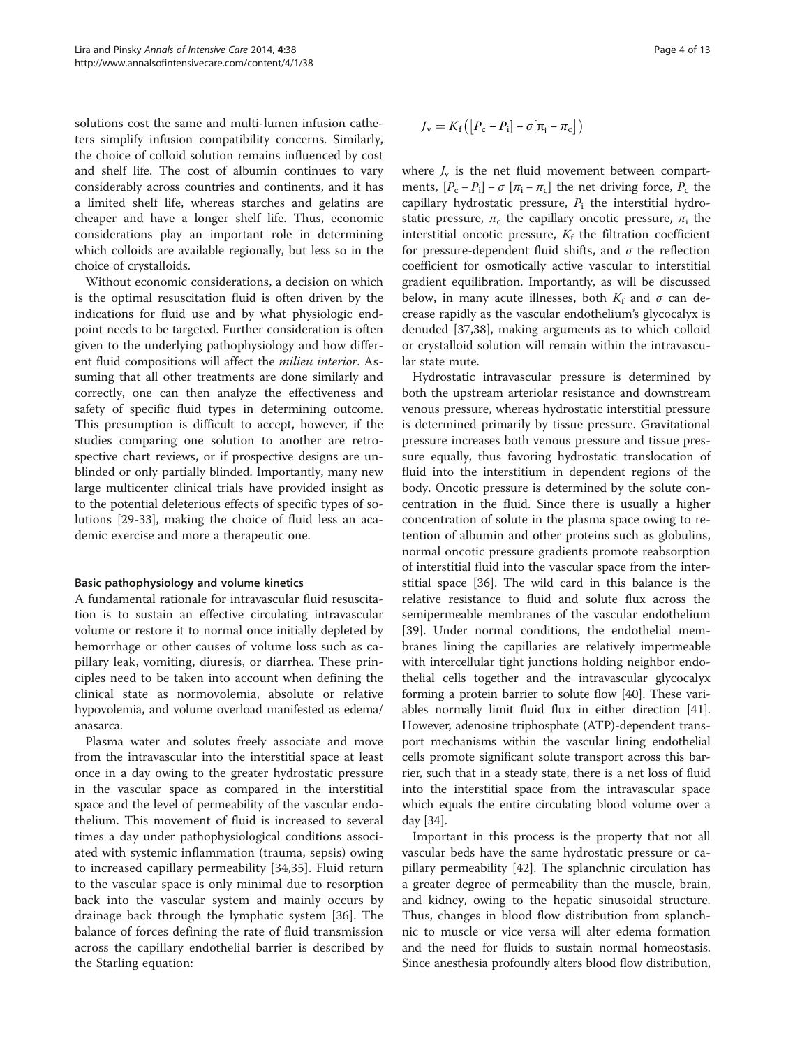solutions cost the same and multi-lumen infusion catheters simplify infusion compatibility concerns. Similarly, the choice of colloid solution remains influenced by cost and shelf life. The cost of albumin continues to vary considerably across countries and continents, and it has a limited shelf life, whereas starches and gelatins are cheaper and have a longer shelf life. Thus, economic considerations play an important role in determining which colloids are available regionally, but less so in the choice of crystalloids.

Without economic considerations, a decision on which is the optimal resuscitation fluid is often driven by the indications for fluid use and by what physiologic endpoint needs to be targeted. Further consideration is often given to the underlying pathophysiology and how different fluid compositions will affect the *milieu interior*. Assuming that all other treatments are done similarly and correctly, one can then analyze the effectiveness and safety of specific fluid types in determining outcome. This presumption is difficult to accept, however, if the studies comparing one solution to another are retrospective chart reviews, or if prospective designs are unblinded or only partially blinded. Importantly, many new large multicenter clinical trials have provided insight as to the potential deleterious effects of specific types of solutions [29-33], making the choice of fluid less an academic exercise and more a therapeutic one.

### Basic pathophysiology and volume kinetics

A fundamental rationale for intravascular fluid resuscitation is to sustain an effective circulating intravascular volume or restore it to normal once initially depleted by hemorrhage or other causes of volume loss such as capillary leak, vomiting, diuresis, or diarrhea. These principles need to be taken into account when defining the clinical state as normovolemia, absolute or relative hypovolemia, and volume overload manifested as edema/anasarca.

Plasma water and solutes freely associate and move from the intravascular into the interstitial space at least once in a day owing to the greater hydrostatic pressure in the vascular space as compared in the interstitial space and the level of permeability of the vascular endothelium. This movement of fluid is increased to several times a day under pathophysiological conditions associated with systemic inflammation (trauma, sepsis) owing to increased capillary permeability [34,35]. Fluid return to the vascular space is only minimal due to resorption back into the vascular system and mainly occurs by drainage back through the lymphatic system [36]. The balance of forces defining the rate of fluid transmission across the capillary endothelial barrier is described by the Starling equation:

$$J_v = K_f\left([P_c - P_i] - \sigma[\pi_i - \pi_c]\right)$$

where $J_v$ is the net fluid movement between compartments, $[P_c - P_i] - \sigma\,[\pi_i - \pi_c]$ the net driving force, $P_c$ the capillary hydrostatic pressure, $P_i$ the interstitial hydrostatic pressure, $\pi_c$ the capillary oncotic pressure, $\pi_i$ the interstitial oncotic pressure, $K_f$ the filtration coefficient for pressure-dependent fluid shifts, and $\sigma$ the reflection coefficient for osmotically active vascular to interstitial gradient equilibration. Importantly, as will be discussed below, in many acute illnesses, both $K_f$ and $\sigma$ can decrease rapidly as the vascular endothelium's glycocalyx is denuded [37,38], making arguments as to which colloid or crystalloid solution will remain within the intravascular state mute.

Hydrostatic intravascular pressure is determined by both the upstream arteriolar resistance and downstream venous pressure, whereas hydrostatic interstitial pressure is determined primarily by tissue pressure. Gravitational pressure increases both venous pressure and tissue pressure equally, thus favoring hydrostatic translocation of fluid into the interstitium in dependent regions of the body. Oncotic pressure is determined by the solute concentration in the fluid. Since there is usually a higher concentration of solute in the plasma space owing to retention of albumin and other proteins such as globulins, normal oncotic pressure gradients promote reabsorption of interstitial fluid into the vascular space from the interstitial space [36]. The wild card in this balance is the relative resistance to fluid and solute flux across the semipermeable membranes of the vascular endothelium [39]. Under normal conditions, the endothelial membranes lining the capillaries are relatively impermeable with intercellular tight junctions holding neighbor endothelial cells together and the intravascular glycocalyx forming a protein barrier to solute flow [40]. These variables normally limit fluid flux in either direction [41]. However, adenosine triphosphate (ATP)-dependent transport mechanisms within the vascular lining endothelial cells promote significant solute transport across this barrier, such that in a steady state, there is a net loss of fluid into the interstitial space from the intravascular space which equals the entire circulating blood volume over a day [34].

Important in this process is the property that not all vascular beds have the same hydrostatic pressure or capillary permeability [42]. The splanchnic circulation has a greater degree of permeability than the muscle, brain, and kidney, owing to the hepatic sinusoidal structure. Thus, changes in blood flow distribution from splanchnic to muscle or vice versa will alter edema formation and the need for fluids to sustain normal homeostasis. Since anesthesia profoundly alters blood flow distribution,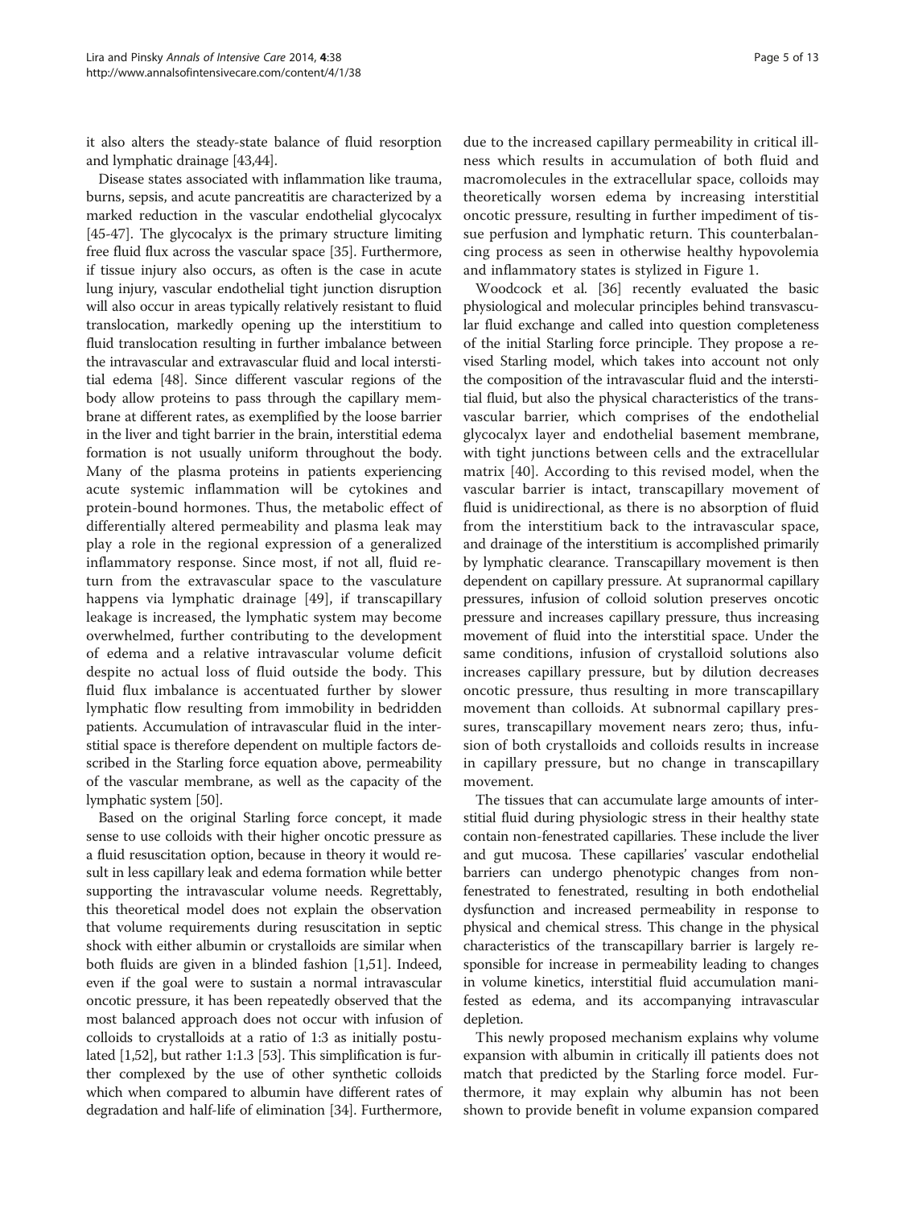it also alters the steady-state balance of fluid resorption and lymphatic drainage [43,44].

Disease states associated with inflammation like trauma, burns, sepsis, and acute pancreatitis are characterized by a marked reduction in the vascular endothelial glycocalyx [45-47]. The glycocalyx is the primary structure limiting free fluid flux across the vascular space [35]. Furthermore, if tissue injury also occurs, as often is the case in acute lung injury, vascular endothelial tight junction disruption will also occur in areas typically relatively resistant to fluid translocation, markedly opening up the interstitium to fluid translocation resulting in further imbalance between the intravascular and extravascular fluid and local interstitial edema [48]. Since different vascular regions of the body allow proteins to pass through the capillary membrane at different rates, as exemplified by the loose barrier in the liver and tight barrier in the brain, interstitial edema formation is not usually uniform throughout the body. Many of the plasma proteins in patients experiencing acute systemic inflammation will be cytokines and protein-bound hormones. Thus, the metabolic effect of differentially altered permeability and plasma leak may play a role in the regional expression of a generalized inflammatory response. Since most, if not all, fluid return from the extravascular space to the vasculature happens via lymphatic drainage [49], if transcapillary leakage is increased, the lymphatic system may become overwhelmed, further contributing to the development of edema and a relative intravascular volume deficit despite no actual loss of fluid outside the body. This fluid flux imbalance is accentuated further by slower lymphatic flow resulting from immobility in bedridden patients. Accumulation of intravascular fluid in the interstitial space is therefore dependent on multiple factors described in the Starling force equation above, permeability of the vascular membrane, as well as the capacity of the lymphatic system [50].

Based on the original Starling force concept, it made sense to use colloids with their higher oncotic pressure as a fluid resuscitation option, because in theory it would result in less capillary leak and edema formation while better supporting the intravascular volume needs. Regrettably, this theoretical model does not explain the observation that volume requirements during resuscitation in septic shock with either albumin or crystalloids are similar when both fluids are given in a blinded fashion [1,51]. Indeed, even if the goal were to sustain a normal intravascular oncotic pressure, it has been repeatedly observed that the most balanced approach does not occur with infusion of colloids to crystalloids at a ratio of 1:3 as initially postulated [1,52], but rather 1:1.3 [53]. This simplification is further complexed by the use of other synthetic colloids which when compared to albumin have different rates of degradation and half-life of elimination [34]. Furthermore, due to the increased capillary permeability in critical illness which results in accumulation of both fluid and macromolecules in the extracellular space, colloids may theoretically worsen edema by increasing interstitial oncotic pressure, resulting in further impediment of tissue perfusion and lymphatic return. This counterbalancing process as seen in otherwise healthy hypovolemia and inflammatory states is stylized in Figure 1.

Woodcock et al. [36] recently evaluated the basic physiological and molecular principles behind transvascular fluid exchange and called into question completeness of the initial Starling force principle. They propose a revised Starling model, which takes into account not only the composition of the intravascular fluid and the interstitial fluid, but also the physical characteristics of the transvascular barrier, which comprises of the endothelial glycocalyx layer and endothelial basement membrane, with tight junctions between cells and the extracellular matrix [40]. According to this revised model, when the vascular barrier is intact, transcapillary movement of fluid is unidirectional, as there is no absorption of fluid from the interstitium back to the intravascular space, and drainage of the interstitium is accomplished primarily by lymphatic clearance. Transcapillary movement is then dependent on capillary pressure. At supranormal capillary pressures, infusion of colloid solution preserves oncotic pressure and increases capillary pressure, thus increasing movement of fluid into the interstitial space. Under the same conditions, infusion of crystalloid solutions also increases capillary pressure, but by dilution decreases oncotic pressure, thus resulting in more transcapillary movement than colloids. At subnormal capillary pressures, transcapillary movement nears zero; thus, infusion of both crystalloids and colloids results in increase in capillary pressure, but no change in transcapillary movement.

The tissues that can accumulate large amounts of interstitial fluid during physiologic stress in their healthy state contain non-fenestrated capillaries. These include the liver and gut mucosa. These capillaries' vascular endothelial barriers can undergo phenotypic changes from non-fenestrated to fenestrated, resulting in both endothelial dysfunction and increased permeability in response to physical and chemical stress. This change in the physical characteristics of the transcapillary barrier is largely responsible for increase in permeability leading to changes in volume kinetics, interstitial fluid accumulation manifested as edema, and its accompanying intravascular depletion.

This newly proposed mechanism explains why volume expansion with albumin in critically ill patients does not match that predicted by the Starling force model. Furthermore, it may explain why albumin has not been shown to provide benefit in volume expansion compared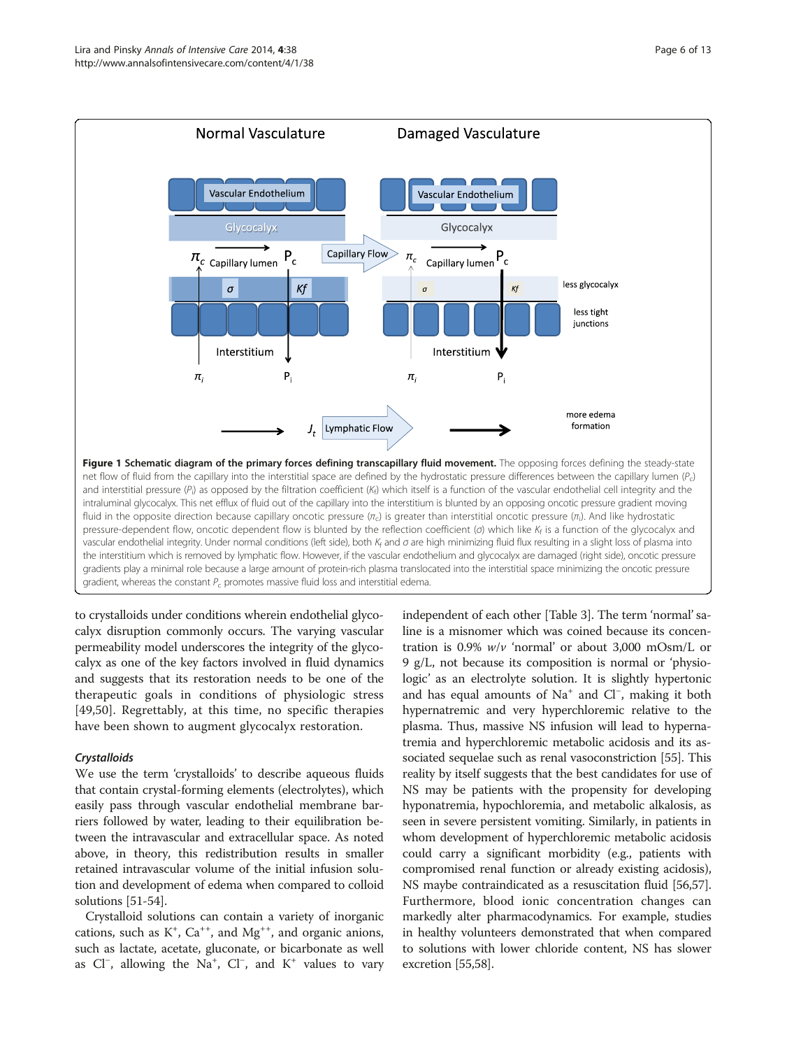**Figure 1 Schematic diagram of the primary forces defining transcapillary fluid movement.** The opposing forces defining the steady-state net flow of fluid from the capillary into the interstitial space are defined by the hydrostatic pressure differences between the capillary lumen ($P_c$) and interstitial pressure ($P_i$) as opposed by the filtration coefficient ($K_f$) which itself is a function of the vascular endothelial cell integrity and the intraluminal glycocalyx. This net efflux of fluid out of the capillary into the interstitium is blunted by an opposing oncotic pressure gradient moving fluid in the opposite direction because capillary oncotic pressure ($\pi_c$) is greater than interstitial oncotic pressure ($\pi_i$). And like hydrostatic pressure-dependent flow, oncotic dependent flow is blunted by the reflection coefficient ($\sigma$) which like $K_f$ is a function of the glycocalyx and vascular endothelial integrity. Under normal conditions (left side), both $K_f$ and $\sigma$ are high minimizing fluid flux resulting in a slight loss of plasma into the interstitium which is removed by lymphatic flow. However, if the vascular endothelium and glycocalyx are damaged (right side), oncotic pressure gradients play a minimal role because a large amount of protein-rich plasma translocated into the interstitial space minimizing the oncotic pressure gradient, whereas the constant $P_c$ promotes massive fluid loss and interstitial edema.

to crystalloids under conditions wherein endothelial glycocalyx disruption commonly occurs. The varying vascular permeability model underscores the integrity of the glycocalyx as one of the key factors involved in fluid dynamics and suggests that its restoration needs to be one of the therapeutic goals in conditions of physiologic stress [49,50]. Regrettably, at this time, no specific therapies have been shown to augment glycocalyx restoration.

### *Crystalloids*

We use the term 'crystalloids' to describe aqueous fluids that contain crystal-forming elements (electrolytes), which easily pass through vascular endothelial membrane barriers followed by water, leading to their equilibration between the intravascular and extracellular space. As noted above, in theory, this redistribution results in smaller retained intravascular volume of the initial infusion solution and development of edema when compared to colloid solutions [51-54].

Crystalloid solutions can contain a variety of inorganic cations, such as $K^+$, $Ca^{++}$, and $Mg^{++}$, and organic anions, such as lactate, acetate, gluconate, or bicarbonate as well as $Cl^-$, allowing the $Na^+$, $Cl^-$, and $K^+$ values to vary independent of each other [Table 3]. The term 'normal' saline is a misnomer which was coined because its concentration is 0.9% *w*/*v* 'normal' or about 3,000 mOsm/L or 9 g/L, not because its composition is normal or 'physiologic' as an electrolyte solution. It is slightly hypertonic and has equal amounts of $Na^+$ and $Cl^-$, making it both hypernatremic and very hyperchloremic relative to the plasma. Thus, massive NS infusion will lead to hypernatremia and hyperchloremic metabolic acidosis and its associated sequelae such as renal vasoconstriction [55]. This reality by itself suggests that the best candidates for use of NS may be patients with the propensity for developing hyponatremia, hypochloremia, and metabolic alkalosis, as seen in severe persistent vomiting. Similarly, in patients in whom development of hyperchloremic metabolic acidosis could carry a significant morbidity (e.g., patients with compromised renal function or already existing acidosis), NS maybe contraindicated as a resuscitation fluid [56,57]. Furthermore, blood ionic concentration changes can markedly alter pharmacodynamics. For example, studies in healthy volunteers demonstrated that when compared to solutions with lower chloride content, NS has slower excretion [55,58].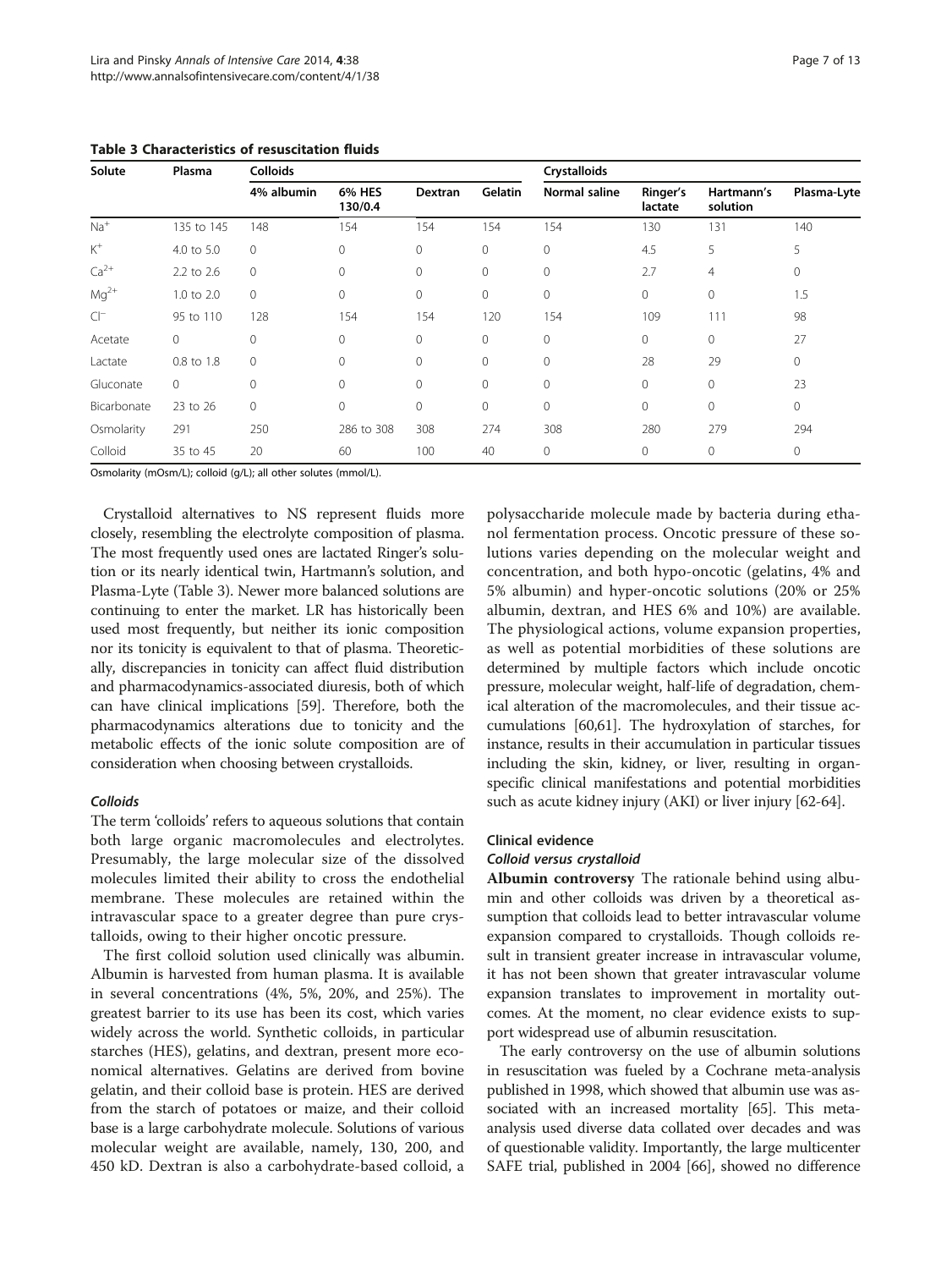**Table 3 Characteristics of resuscitation fluids**

| Solute | Plasma | Colloids | | | | Crystalloids | | | |
|---|---|---|---|---|---|---|---|---|---|
| | | 4% albumin | 6% HES 130/0.4 | Dextran | Gelatin | Normal saline | Ringer's lactate | Hartmann's solution | Plasma-Lyte |
| $Na^+$ | 135 to 145 | 148 | 154 | 154 | 154 | 154 | 130 | 131 | 140 |
| $K^+$ | 4.0 to 5.0 | 0 | 0 | 0 | 0 | 0 | 4.5 | 5 | 5 |
| $Ca^{2+}$ | 2.2 to 2.6 | 0 | 0 | 0 | 0 | 0 | 2.7 | 4 | 0 |
| $Mg^{2+}$ | 1.0 to 2.0 | 0 | 0 | 0 | 0 | 0 | 0 | 0 | 1.5 |
| $Cl^-$ | 95 to 110 | 128 | 154 | 154 | 120 | 154 | 109 | 111 | 98 |
| Acetate | 0 | 0 | 0 | 0 | 0 | 0 | 0 | 0 | 27 |
| Lactate | 0.8 to 1.8 | 0 | 0 | 0 | 0 | 0 | 28 | 29 | 0 |
| Gluconate | 0 | 0 | 0 | 0 | 0 | 0 | 0 | 0 | 23 |
| Bicarbonate | 23 to 26 | 0 | 0 | 0 | 0 | 0 | 0 | 0 | 0 |
| Osmolarity | 291 | 250 | 286 to 308 | 308 | 274 | 308 | 280 | 279 | 294 |
| Colloid | 35 to 45 | 20 | 60 | 100 | 40 | 0 | 0 | 0 | 0 |

Osmolarity (mOsm/L); colloid (g/L); all other solutes (mmol/L).

Crystalloid alternatives to NS represent fluids more closely, resembling the electrolyte composition of plasma. The most frequently used ones are lactated Ringer's solution or its nearly identical twin, Hartmann's solution, and Plasma-Lyte (Table 3). Newer more balanced solutions are continuing to enter the market. LR has historically been used most frequently, but neither its ionic composition nor its tonicity is equivalent to that of plasma. Theoretically, discrepancies in tonicity can affect fluid distribution and pharmacodynamics-associated diuresis, both of which can have clinical implications [59]. Therefore, both the pharmacodynamics alterations due to tonicity and the metabolic effects of the ionic solute composition are of consideration when choosing between crystalloids.

#### *Colloids*

The term 'colloids' refers to aqueous solutions that contain both large organic macromolecules and electrolytes. Presumably, the large molecular size of the dissolved molecules limited their ability to cross the endothelial membrane. These molecules are retained within the intravascular space to a greater degree than pure crystalloids, owing to their higher oncotic pressure.

The first colloid solution used clinically was albumin. Albumin is harvested from human plasma. It is available in several concentrations (4%, 5%, 20%, and 25%). The greatest barrier to its use has been its cost, which varies widely across the world. Synthetic colloids, in particular starches (HES), gelatins, and dextran, present more economical alternatives. Gelatins are derived from bovine gelatin, and their colloid base is protein. HES are derived from the starch of potatoes or maize, and their colloid base is a large carbohydrate molecule. Solutions of various molecular weight are available, namely, 130, 200, and 450 kD. Dextran is also a carbohydrate-based colloid, a polysaccharide molecule made by bacteria during ethanol fermentation process. Oncotic pressure of these solutions varies depending on the molecular weight and concentration, and both hypo-oncotic (gelatins, 4% and 5% albumin) and hyper-oncotic solutions (20% or 25% albumin, dextran, and HES 6% and 10%) are available. The physiological actions, volume expansion properties, as well as potential morbidities of these solutions are determined by multiple factors which include oncotic pressure, molecular weight, half-life of degradation, chemical alteration of the macromolecules, and their tissue accumulations [60,61]. The hydroxylation of starches, for instance, results in their accumulation in particular tissues including the skin, kidney, or liver, resulting in organ-specific clinical manifestations and potential morbidities such as acute kidney injury (AKI) or liver injury [62-64].

### Clinical evidence

#### *Colloid versus crystalloid*

**Albumin controversy** The rationale behind using albumin and other colloids was driven by a theoretical assumption that colloids lead to better intravascular volume expansion compared to crystalloids. Though colloids result in transient greater increase in intravascular volume, it has not been shown that greater intravascular volume expansion translates to improvement in mortality outcomes. At the moment, no clear evidence exists to support widespread use of albumin resuscitation.

The early controversy on the use of albumin solutions in resuscitation was fueled by a Cochrane meta-analysis published in 1998, which showed that albumin use was associated with an increased mortality [65]. This meta-analysis used diverse data collated over decades and was of questionable validity. Importantly, the large multicenter SAFE trial, published in 2004 [66], showed no difference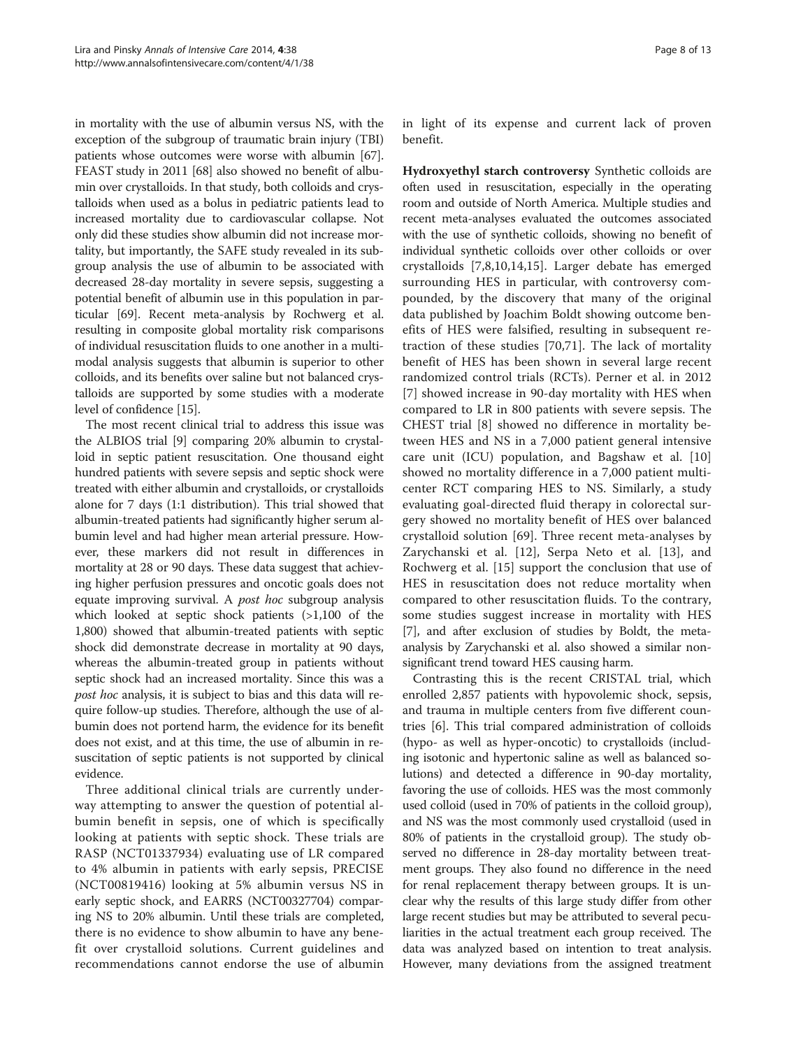in mortality with the use of albumin versus NS, with the exception of the subgroup of traumatic brain injury (TBI) patients whose outcomes were worse with albumin [67]. FEAST study in 2011 [68] also showed no benefit of albumin over crystalloids. In that study, both colloids and crystalloids when used as a bolus in pediatric patients lead to increased mortality due to cardiovascular collapse. Not only did these studies show albumin did not increase mortality, but importantly, the SAFE study revealed in its subgroup analysis the use of albumin to be associated with decreased 28-day mortality in severe sepsis, suggesting a potential benefit of albumin use in this population in particular [69]. Recent meta-analysis by Rochwerg et al. resulting in composite global mortality risk comparisons of individual resuscitation fluids to one another in a multimodal analysis suggests that albumin is superior to other colloids, and its benefits over saline but not balanced crystalloids are supported by some studies with a moderate level of confidence [15].

The most recent clinical trial to address this issue was the ALBIOS trial [9] comparing 20% albumin to crystalloid in septic patient resuscitation. One thousand eight hundred patients with severe sepsis and septic shock were treated with either albumin and crystalloids, or crystalloids alone for 7 days (1:1 distribution). This trial showed that albumin-treated patients had significantly higher serum albumin level and had higher mean arterial pressure. However, these markers did not result in differences in mortality at 28 or 90 days. These data suggest that achieving higher perfusion pressures and oncotic goals does not equate improving survival. A *post hoc* subgroup analysis which looked at septic shock patients (>1,100 of the 1,800) showed that albumin-treated patients with septic shock did demonstrate decrease in mortality at 90 days, whereas the albumin-treated group in patients without septic shock had an increased mortality. Since this was a *post hoc* analysis, it is subject to bias and this data will require follow-up studies. Therefore, although the use of albumin does not portend harm, the evidence for its benefit does not exist, and at this time, the use of albumin in resuscitation of septic patients is not supported by clinical evidence.

Three additional clinical trials are currently underway attempting to answer the question of potential albumin benefit in sepsis, one of which is specifically looking at patients with septic shock. These trials are RASP (NCT01337934) evaluating use of LR compared to 4% albumin in patients with early sepsis, PRECISE (NCT00819416) looking at 5% albumin versus NS in early septic shock, and EARRS (NCT00327704) comparing NS to 20% albumin. Until these trials are completed, there is no evidence to show albumin to have any benefit over crystalloid solutions. Current guidelines and recommendations cannot endorse the use of albumin in light of its expense and current lack of proven benefit.

**Hydroxyethyl starch controversy** Synthetic colloids are often used in resuscitation, especially in the operating room and outside of North America. Multiple studies and recent meta-analyses evaluated the outcomes associated with the use of synthetic colloids, showing no benefit of individual synthetic colloids over other colloids or over crystalloids [7,8,10,14,15]. Larger debate has emerged surrounding HES in particular, with controversy compounded, by the discovery that many of the original data published by Joachim Boldt showing outcome benefits of HES were falsified, resulting in subsequent retraction of these studies [70,71]. The lack of mortality benefit of HES has been shown in several large recent randomized control trials (RCTs). Perner et al. in 2012 [7] showed increase in 90-day mortality with HES when compared to LR in 800 patients with severe sepsis. The CHEST trial [8] showed no difference in mortality between HES and NS in a 7,000 patient general intensive care unit (ICU) population, and Bagshaw et al. [10] showed no mortality difference in a 7,000 patient multicenter RCT comparing HES to NS. Similarly, a study evaluating goal-directed fluid therapy in colorectal surgery showed no mortality benefit of HES over balanced crystalloid solution [69]. Three recent meta-analyses by Zarychanski et al. [12], Serpa Neto et al. [13], and Rochwerg et al. [15] support the conclusion that use of HES in resuscitation does not reduce mortality when compared to other resuscitation fluids. To the contrary, some studies suggest increase in mortality with HES [7], and after exclusion of studies by Boldt, the meta-analysis by Zarychanski et al. also showed a similar nonsignificant trend toward HES causing harm.

Contrasting this is the recent CRISTAL trial, which enrolled 2,857 patients with hypovolemic shock, sepsis, and trauma in multiple centers from five different countries [6]. This trial compared administration of colloids (hypo- as well as hyper-oncotic) to crystalloids (including isotonic and hypertonic saline as well as balanced solutions) and detected a difference in 90-day mortality, favoring the use of colloids. HES was the most commonly used colloid (used in 70% of patients in the colloid group), and NS was the most commonly used crystalloid (used in 80% of patients in the crystalloid group). The study observed no difference in 28-day mortality between treatment groups. They also found no difference in the need for renal replacement therapy between groups. It is unclear why the results of this large study differ from other large recent studies but may be attributed to several peculiarities in the actual treatment each group received. The data was analyzed based on intention to treat analysis. However, many deviations from the assigned treatment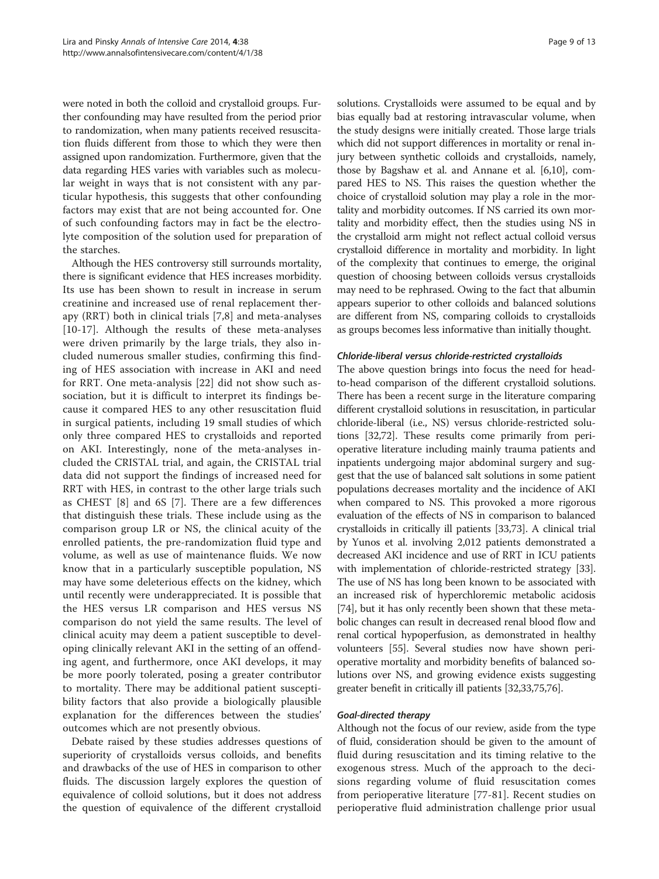were noted in both the colloid and crystalloid groups. Further confounding may have resulted from the period prior to randomization, when many patients received resuscitation fluids different from those to which they were then assigned upon randomization. Furthermore, given that the data regarding HES varies with variables such as molecular weight in ways that is not consistent with any particular hypothesis, this suggests that other confounding factors may exist that are not being accounted for. One of such confounding factors may in fact be the electrolyte composition of the solution used for preparation of the starches.

Although the HES controversy still surrounds mortality, there is significant evidence that HES increases morbidity. Its use has been shown to result in increase in serum creatinine and increased use of renal replacement therapy (RRT) both in clinical trials [7,8] and meta-analyses [10-17]. Although the results of these meta-analyses were driven primarily by the large trials, they also included numerous smaller studies, confirming this finding of HES association with increase in AKI and need for RRT. One meta-analysis [22] did not show such association, but it is difficult to interpret its findings because it compared HES to any other resuscitation fluid in surgical patients, including 19 small studies of which only three compared HES to crystalloids and reported on AKI. Interestingly, none of the meta-analyses included the CRISTAL trial, and again, the CRISTAL trial data did not support the findings of increased need for RRT with HES, in contrast to the other large trials such as CHEST [8] and 6S [7]. There are a few differences that distinguish these trials. These include using as the comparison group LR or NS, the clinical acuity of the enrolled patients, the pre-randomization fluid type and volume, as well as use of maintenance fluids. We now know that in a particularly susceptible population, NS may have some deleterious effects on the kidney, which until recently were underappreciated. It is possible that the HES versus LR comparison and HES versus NS comparison do not yield the same results. The level of clinical acuity may deem a patient susceptible to developing clinically relevant AKI in the setting of an offending agent, and furthermore, once AKI develops, it may be more poorly tolerated, posing a greater contributor to mortality. There may be additional patient susceptibility factors that also provide a biologically plausible explanation for the differences between the studies' outcomes which are not presently obvious.

Debate raised by these studies addresses questions of superiority of crystalloids versus colloids, and benefits and drawbacks of the use of HES in comparison to other fluids. The discussion largely explores the question of equivalence of colloid solutions, but it does not address the question of equivalence of the different crystalloid solutions. Crystalloids were assumed to be equal and by bias equally bad at restoring intravascular volume, when the study designs were initially created. Those large trials which did not support differences in mortality or renal injury between synthetic colloids and crystalloids, namely, those by Bagshaw et al. and Annane et al. [6,10], compared HES to NS. This raises the question whether the choice of crystalloid solution may play a role in the mortality and morbidity outcomes. If NS carried its own mortality and morbidity effect, then the studies using NS in the crystalloid arm might not reflect actual colloid versus crystalloid difference in mortality and morbidity. In light of the complexity that continues to emerge, the original question of choosing between colloids versus crystalloids may need to be rephrased. Owing to the fact that albumin appears superior to other colloids and balanced solutions are different from NS, comparing colloids to crystalloids as groups becomes less informative than initially thought.

#### *Chloride-liberal versus chloride-restricted crystalloids*

The above question brings into focus the need for head-to-head comparison of the different crystalloid solutions. There has been a recent surge in the literature comparing different crystalloid solutions in resuscitation, in particular chloride-liberal (i.e., NS) versus chloride-restricted solutions [32,72]. These results come primarily from perioperative literature including mainly trauma patients and inpatients undergoing major abdominal surgery and suggest that the use of balanced salt solutions in some patient populations decreases mortality and the incidence of AKI when compared to NS. This provoked a more rigorous evaluation of the effects of NS in comparison to balanced crystalloids in critically ill patients [33,73]. A clinical trial by Yunos et al. involving 2,012 patients demonstrated a decreased AKI incidence and use of RRT in ICU patients with implementation of chloride-restricted strategy [33]. The use of NS has long been known to be associated with an increased risk of hyperchloremic metabolic acidosis [74], but it has only recently been shown that these metabolic changes can result in decreased renal blood flow and renal cortical hypoperfusion, as demonstrated in healthy volunteers [55]. Several studies now have shown perioperative mortality and morbidity benefits of balanced solutions over NS, and growing evidence exists suggesting greater benefit in critically ill patients [32,33,75,76].

#### *Goal-directed therapy*

Although not the focus of our review, aside from the type of fluid, consideration should be given to the amount of fluid during resuscitation and its timing relative to the exogenous stress. Much of the approach to the decisions regarding volume of fluid resuscitation comes from perioperative literature [77-81]. Recent studies on perioperative fluid administration challenge prior usual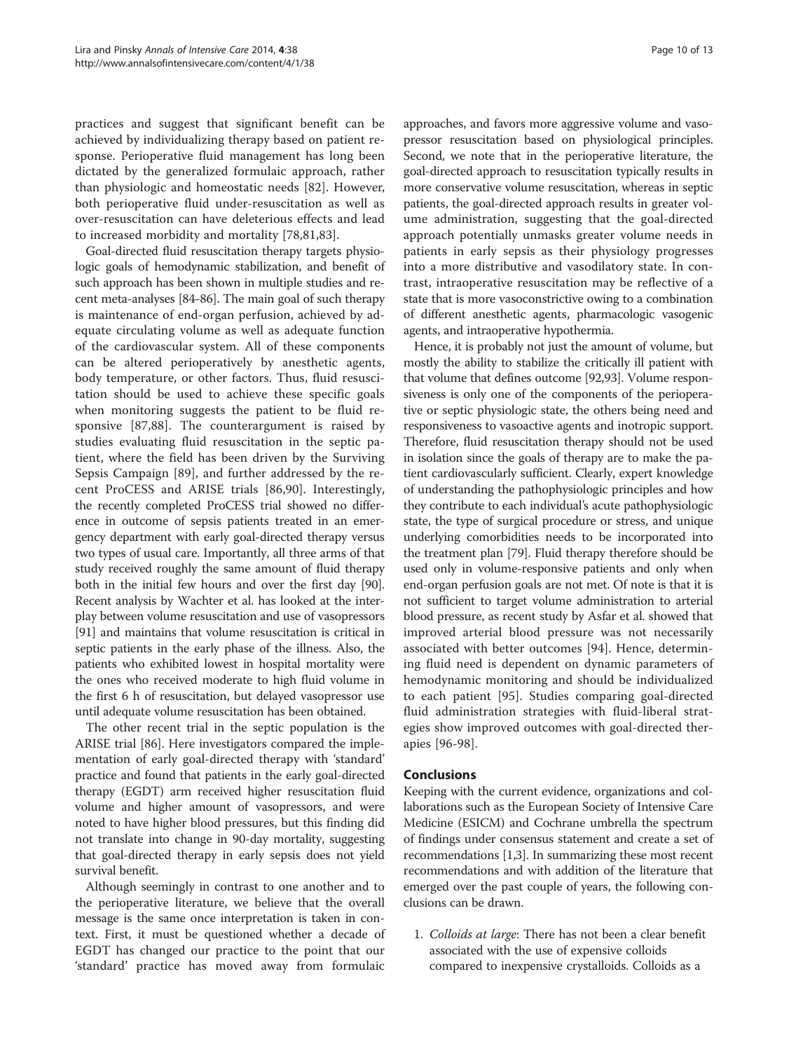practices and suggest that significant benefit can be achieved by individualizing therapy based on patient response. Perioperative fluid management has long been dictated by the generalized formulaic approach, rather than physiologic and homeostatic needs [82]. However, both perioperative fluid under-resuscitation as well as over-resuscitation can have deleterious effects and lead to increased morbidity and mortality [78,81,83].

Goal-directed fluid resuscitation therapy targets physiologic goals of hemodynamic stabilization, and benefit of such approach has been shown in multiple studies and recent meta-analyses [84-86]. The main goal of such therapy is maintenance of end-organ perfusion, achieved by adequate circulating volume as well as adequate function of the cardiovascular system. All of these components can be altered perioperatively by anesthetic agents, body temperature, or other factors. Thus, fluid resuscitation should be used to achieve these specific goals when monitoring suggests the patient to be fluid responsive [87,88]. The counterargument is raised by studies evaluating fluid resuscitation in the septic patient, where the field has been driven by the Surviving Sepsis Campaign [89], and further addressed by the recent ProCESS and ARISE trials [86,90]. Interestingly, the recently completed ProCESS trial showed no difference in outcome of sepsis patients treated in an emergency department with early goal-directed therapy versus two types of usual care. Importantly, all three arms of that study received roughly the same amount of fluid therapy both in the initial few hours and over the first day [90]. Recent analysis by Wachter et al. has looked at the interplay between volume resuscitation and use of vasopressors [91] and maintains that volume resuscitation is critical in septic patients in the early phase of the illness. Also, the patients who exhibited lowest in hospital mortality were the ones who received moderate to high fluid volume in the first 6 h of resuscitation, but delayed vasopressor use until adequate volume resuscitation has been obtained.

The other recent trial in the septic population is the ARISE trial [86]. Here investigators compared the implementation of early goal-directed therapy with 'standard' practice and found that patients in the early goal-directed therapy (EGDT) arm received higher resuscitation fluid volume and higher amount of vasopressors, and were noted to have higher blood pressures, but this finding did not translate into change in 90-day mortality, suggesting that goal-directed therapy in early sepsis does not yield survival benefit.

Although seemingly in contrast to one another and to the perioperative literature, we believe that the overall message is the same once interpretation is taken in context. First, it must be questioned whether a decade of EGDT has changed our practice to the point that our 'standard' practice has moved away from formulaic approaches, and favors more aggressive volume and vasopressor resuscitation based on physiological principles. Second, we note that in the perioperative literature, the goal-directed approach to resuscitation typically results in more conservative volume resuscitation, whereas in septic patients, the goal-directed approach results in greater volume administration, suggesting that the goal-directed approach potentially unmasks greater volume needs in patients in early sepsis as their physiology progresses into a more distributive and vasodilatory state. In contrast, intraoperative resuscitation may be reflective of a state that is more vasoconstrictive owing to a combination of different anesthetic agents, pharmacologic vasogenic agents, and intraoperative hypothermia.

Hence, it is probably not just the amount of volume, but mostly the ability to stabilize the critically ill patient with that volume that defines outcome [92,93]. Volume responsiveness is only one of the components of the perioperative or septic physiologic state, the others being need and responsiveness to vasoactive agents and inotropic support. Therefore, fluid resuscitation therapy should not be used in isolation since the goals of therapy are to make the patient cardiovascularly sufficient. Clearly, expert knowledge of understanding the pathophysiologic principles and how they contribute to each individual's acute pathophysiologic state, the type of surgical procedure or stress, and unique underlying comorbidities needs to be incorporated into the treatment plan [79]. Fluid therapy therefore should be used only in volume-responsive patients and only when end-organ perfusion goals are not met. Of note is that it is not sufficient to target volume administration to arterial blood pressure, as recent study by Asfar et al. showed that improved arterial blood pressure was not necessarily associated with better outcomes [94]. Hence, determining fluid need is dependent on dynamic parameters of hemodynamic monitoring and should be individualized to each patient [95]. Studies comparing goal-directed fluid administration strategies with fluid-liberal strategies show improved outcomes with goal-directed therapies [96-98].

## Conclusions

Keeping with the current evidence, organizations and collaborations such as the European Society of Intensive Care Medicine (ESICM) and Cochrane umbrella the spectrum of findings under consensus statement and create a set of recommendations [1,3]. In summarizing these most recent recommendations and with addition of the literature that emerged over the past couple of years, the following conclusions can be drawn.

1. *Colloids at large*: There has not been a clear benefit associated with the use of expensive colloids compared to inexpensive crystalloids. Colloids as a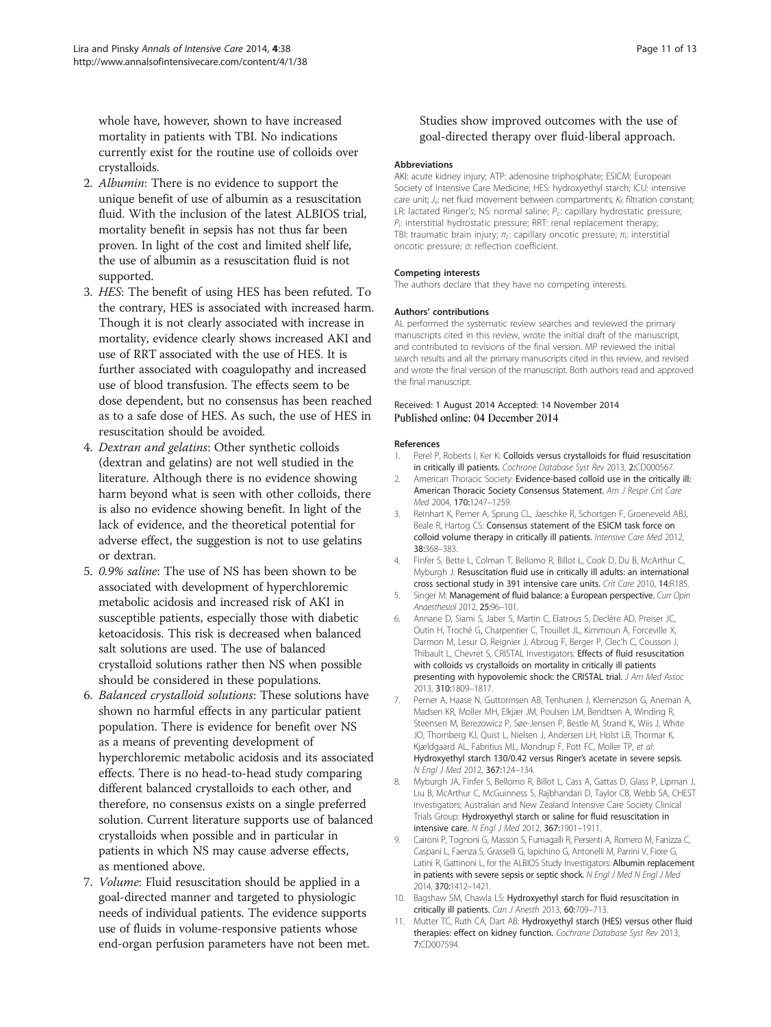whole have, however, shown to have increased mortality in patients with TBI. No indications currently exist for the routine use of colloids over crystalloids.

2. *Albumin*: There is no evidence to support the unique benefit of use of albumin as a resuscitation fluid. With the inclusion of the latest ALBIOS trial, mortality benefit in sepsis has not thus far been proven. In light of the cost and limited shelf life, the use of albumin as a resuscitation fluid is not supported.
3. *HES*: The benefit of using HES has been refuted. To the contrary, HES is associated with increased harm. Though it is not clearly associated with increase in mortality, evidence clearly shows increased AKI and use of RRT associated with the use of HES. It is further associated with coagulopathy and increased use of blood transfusion. The effects seem to be dose dependent, but no consensus has been reached as to a safe dose of HES. As such, the use of HES in resuscitation should be avoided.
4. *Dextran and gelatins*: Other synthetic colloids (dextran and gelatins) are not well studied in the literature. Although there is no evidence showing harm beyond what is seen with other colloids, there is also no evidence showing benefit. In light of the lack of evidence, and the theoretical potential for adverse effect, the suggestion is not to use gelatins or dextran.
5. *0.9% saline*: The use of NS has been shown to be associated with development of hyperchloremic metabolic acidosis and increased risk of AKI in susceptible patients, especially those with diabetic ketoacidosis. This risk is decreased when balanced salt solutions are used. The use of balanced crystalloid solutions rather then NS when possible should be considered in these populations.
6. *Balanced crystalloid solutions*: These solutions have shown no harmful effects in any particular patient population. There is evidence for benefit over NS as a means of preventing development of hyperchloremic metabolic acidosis and its associated effects. There is no head-to-head study comparing different balanced crystalloids to each other, and therefore, no consensus exists on a single preferred solution. Current literature supports use of balanced crystalloids when possible and in particular in patients in which NS may cause adverse effects, as mentioned above.
7. *Volume*: Fluid resuscitation should be applied in a goal-directed manner and targeted to physiologic needs of individual patients. The evidence supports use of fluids in volume-responsive patients whose end-organ perfusion parameters have not been met.

Studies show improved outcomes with the use of goal-directed therapy over fluid-liberal approach.

#### Abbreviations

AKI: acute kidney injury; ATP: adenosine triphosphate; ESICM: European Society of Intensive Care Medicine; HES: hydroxyethyl starch; ICU: intensive care unit; $J_v$: net fluid movement between compartments; $K_f$: filtration constant; LR: lactated Ringer's; NS: normal saline; $P_c$: capillary hydrostatic pressure; $P_i$: interstitial hydrostatic pressure; RRT: renal replacement therapy; TBI: traumatic brain injury; $\pi_c$: capillary oncotic pressure; $\pi_i$: interstitial oncotic pressure; $\sigma$: reflection coefficient.

#### Competing interests

The authors declare that they have no competing interests.

#### Authors' contributions

AL performed the systematic review searches and reviewed the primary manuscripts cited in this review, wrote the initial draft of the manuscript, and contributed to revisions of the final version. MP reviewed the initial search results and all the primary manuscripts cited in this review, and revised and wrote the final version of the manuscript. Both authors read and approved the final manuscript.

Received: 1 August 2014 Accepted: 14 November 2014
Published online: 04 December 2014

#### References

1. Perel P, Roberts I, Ker K: **Colloids versus crystalloids for fluid resuscitation in critically ill patients.** *Cochrane Database Syst Rev* 2013, **2**:CD000567.
2. American Thoracic Society: **Evidence-based colloid use in the critically ill: American Thoracic Society Consensus Statement.** *Am J Respir Crit Care Med* 2004, **170**:1247–1259.
3. Reinhart K, Perner A, Sprung CL, Jaeschke R, Schortgen F, Groeneveld ABJ, Beale R, Hartog CS: **Consensus statement of the ESICM task force on colloid volume therapy in critically ill patients.** *Intensive Care Med* 2012, **38**:368–383.
4. Finfer S, Bette L, Colman T, Bellomo R, Billot L, Cook D, Du B, McArthur C, Myburgh J: **Resuscitation fluid use in critically ill adults: an international cross sectional study in 391 intensive care units.** *Crit Care* 2010, **14**:R185.
5. Singer M: **Management of fluid balance: a European perspective.** *Curr Opin Anaesthesiol* 2012, **25**:96–101.
6. Annane D, Siami S, Jaber S, Martin C, Elatrous S, Declère AD, Preiser JC, Outin H, Troché G, Charpentier C, Trouillet JL, Kimmoun A, Forceville X, Darmon M, Lesur O, Reignier J, Abroug F, Berger P, Clec'h C, Cousson J, Thibault L, Chevret S, CRISTAL Investigators: **Effects of fluid resuscitation with colloids vs crystalloids on mortality in critically ill patients presenting with hypovolemic shock: the CRISTAL trial.** *J Am Med Assoc* 2013, **310**:1809–1817.
7. Perner A, Haase N, Guttormsen AB, Tenhunen J, Klemenzson G, Aneman A, Madsen KR, Moller MH, Elkjær JM, Poulsen LM, Bendtsen A, Winding R, Steensen M, Berezowicz P, Søe-Jensen P, Bestle M, Strand K, Wiis J, White JO, Thornberg KJ, Quist L, Nielsen J, Andersen LH, Holst LB, Thormar K, Kjældgaard AL, Fabritius ML, Mondrup F, Pott FC, Moller TP, *et al*: **Hydroxyethyl starch 130/0.42 versus Ringer's acetate in severe sepsis.** *N Engl J Med* 2012, **367**:124–134.
8. Myburgh JA, Finfer S, Bellomo R, Billot L, Cass A, Gattas D, Glass P, Lipman J, Liu B, McArthur C, McGuinness S, Rajbhandari D, Taylor CB, Webb SA, CHEST Investigators; Australian and New Zealand Intensive Care Society Clinical Trials Group: **Hydroxyethyl starch or saline for fluid resuscitation in intensive care.** *N Engl J Med* 2012, **367**:1901–1911.
9. Caironi P, Tognoni G, Masson S, Fumagalli R, Persenti A, Romero M, Fanizza C, Caspani L, Faenza S, Grasselli G, Iapichino G, Antonelli M, Parrini V, Fiore G, Latini R, Gattinoni L, for the ALBIOS Study Investigators: **Albumin replacement in patients with severe sepsis or septic shock.** *N Engl J Med N Engl J Med* 2014, **370**:1412–1421.
10. Bagshaw SM, Chawla LS: **Hydroxyethyl starch for fluid resuscitation in critically ill patients.** *Can J Anesth* 2013, **60**:709–713.
11. Mutter TC, Ruth CA, Dart AB: **Hydroxyethyl starch (HES) versus other fluid therapies: effect on kidney function.** *Cochrane Database Syst Rev* 2013, **7**:CD007594.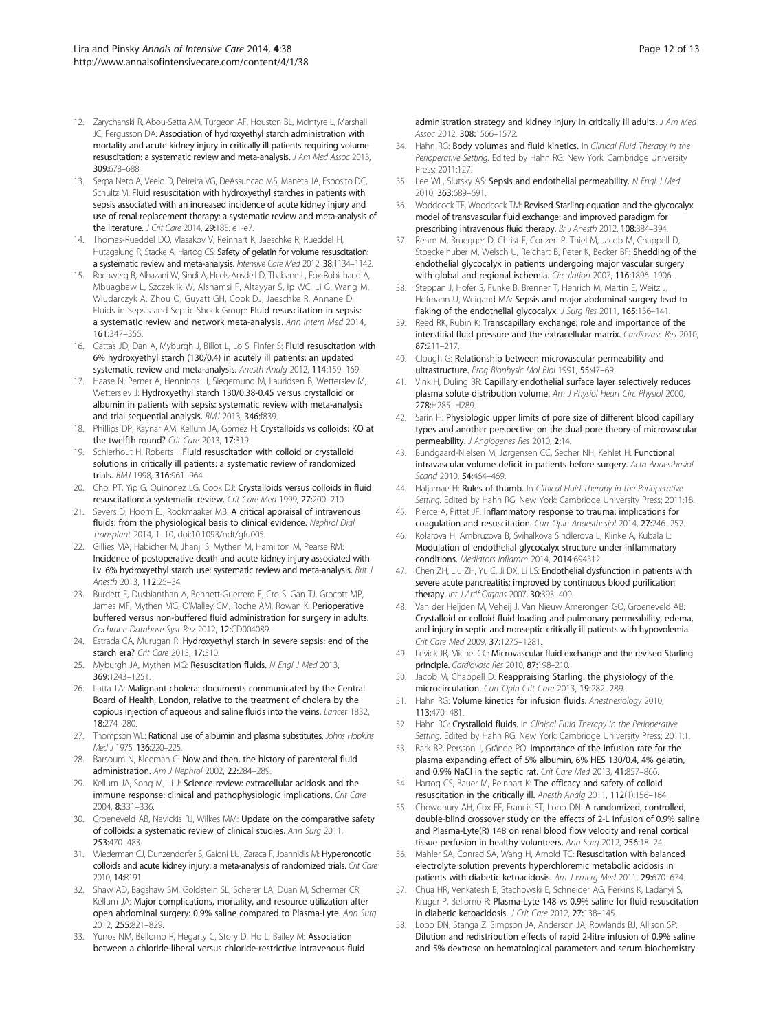12. Zarychanski R, Abou-Setta AM, Turgeon AF, Houston BL, McIntyre L, Marshall JC, Fergusson DA: **Association of hydroxyethyl starch administration with mortality and acute kidney injury in critically ill patients requiring volume resuscitation: a systematic review and meta-analysis.** *J Am Med Assoc* 2013, **309:**678–688.
13. Serpa Neto A, Veelo D, Peireira VG, DeAssuncao MS, Maneta JA, Esposito DC, Schultz M: **Fluid resuscitation with hydroxyethyl starches in patients with sepsis associated with an increased incidence of acute kidney injury and use of renal replacement therapy: a systematic review and meta-analysis of the literature.** *J Crit Care* 2014, **29:**185. e1-e7.
14. Thomas-Rueddel DO, Vlasakov V, Reinhart K, Jaeschke R, Rueddel H, Hutagalung R, Stacke A, Hartog CS: **Safety of gelatin for volume resuscitation: a systematic review and meta-analysis.** *Intensive Care Med* 2012, **38:**1134–1142.
15. Rochwerg B, Alhazani W, Sindi A, Heels-Ansdell D, Thabane L, Fox-Robichaud A, Mbuagbaw L, Szczeklik W, Alshamsi F, Altayyar S, Ip WC, Li G, Wang M, Wludarczyk A, Zhou Q, Guyatt GH, Cook DJ, Jaeschke R, Annane D, Fluids in Sepsis and Septic Shock Group: **Fluid resuscitation in sepsis: a systematic review and network meta-analysis.** *Ann Intern Med* 2014, **161:**347–355.
16. Gattas JD, Dan A, Myburgh J, Billot L, Lo S, Finfer S: **Fluid resuscitation with 6% hydroxyethyl starch (130/0.4) in acutely ill patients: an updated systematic review and meta-analysis.** *Anesth Analg* 2012, **114:**159–169.
17. Haase N, Perner A, Hennings LI, Siegemund M, Lauridsen B, Wetterslev M, Wetterslev J: **Hydroxyethyl starch 130/0.38-0.45 versus crystalloid or albumin in patients with sepsis: systematic review with meta-analysis and trial sequential analysis.** *BMJ* 2013, **346:**f839.
18. Phillips DP, Kaynar AM, Kellum JA, Gomez H: **Crystalloids vs colloids: KO at the twelfth round?** *Crit Care* 2013, **17:**319.
19. Schierhout H, Roberts I: **Fluid resuscitation with colloid or crystalloid solutions in critically ill patients: a systematic review of randomized trials.** *BMJ* 1998, **316:**961–964.
20. Choi PT, Yip G, Quinonez LG, Cook DJ: **Crystalloids versus colloids in fluid resuscitation: a systematic review.** *Crit Care Med* 1999, **27:**200–210.
21. Severs D, Hoorn EJ, Rookmaaker MB: **A critical appraisal of intravenous fluids: from the physiological basis to clinical evidence.** *Nephrol Dial Transplant* 2014, 1–10, doi:10.1093/ndt/gfu005.
22. Gillies MA, Habicher M, Jhanji S, Mythen M, Hamilton M, Pearse RM: **Incidence of postoperative death and acute kidney injury associated with i.v. 6% hydroxyethyl starch use: systematic review and meta-analysis.** *Brit J Anesth* 2013, **112:**25–34.
23. Burdett E, Dushianthan A, Bennett-Guerrero E, Cro S, Gan TJ, Grocott MP, James MF, Mythen MG, O'Malley CM, Roche AM, Rowan K: **Perioperative buffered versus non-buffered fluid administration for surgery in adults.** *Cochrane Database Syst Rev* 2012, **12:**CD004089.
24. Estrada CA, Murugan R: **Hydroxyethyl starch in severe sepsis: end of the starch era?** *Crit Care* 2013, **17:**310.
25. Myburgh JA, Mythen MG: **Resuscitation fluids.** *N Engl J Med* 2013, **369:**1243–1251.
26. Latta TA: **Malignant cholera: documents communicated by the Central Board of Health, London, relative to the treatment of cholera by the copious injection of aqueous and saline fluids into the veins.** *Lancet* 1832, **18:**274–280.
27. Thompson WL: **Rational use of albumin and plasma substitutes.** *Johns Hopkins Med J* 1975, **136:**220–225.
28. Barsoum N, Kleeman C: **Now and then, the history of parenteral fluid administration.** *Am J Nephrol* 2002, **22:**284–289.
29. Kellum JA, Song M, Li J: **Science review: extracellular acidosis and the immune response: clinical and pathophysiologic implications.** *Crit Care* 2004, **8:**331–336.
30. Groeneveld AB, Navickis RJ, Wilkes MM: **Update on the comparative safety of colloids: a systematic review of clinical studies.** *Ann Surg* 2011, **253:**470–483.
31. Wiederman CJ, Dunzendorfer S, Gaioni LU, Zaraca F, Joannidis M: **Hyperoncotic colloids and acute kidney injury: a meta-analysis of randomized trials.** *Crit Care* 2010, **14:**R191.
32. Shaw AD, Bagshaw SM, Goldstein SL, Scherer LA, Duan M, Schermer CR, Kellum JA: **Major complications, mortality, and resource utilization after open abdominal surgery: 0.9% saline compared to Plasma-Lyte.** *Ann Surg* 2012, **255:**821–829.
33. Yunos NM, Bellomo R, Hegarty C, Story D, Ho L, Bailey M: **Association between a chloride-liberal versus chloride-restrictive intravenous fluid administration strategy and kidney injury in critically ill adults.** *J Am Med Assoc* 2012, **308:**1566–1572.
34. Hahn RG: **Body volumes and fluid kinetics.** In *Clinical Fluid Therapy in the Perioperative Setting.* Edited by Hahn RG. New York: Cambridge University Press; 2011:127.
35. Lee WL, Slutsky AS: **Sepsis and endothelial permeability.** *N Engl J Med* 2010, **363:**689–691.
36. Woddcock TE, Woodcock TM: **Revised Starling equation and the glycocalyx model of transvascular fluid exchange: and improved paradigm for prescribing intravenous fluid therapy.** *Br J Anesth* 2012, **108:**384–394.
37. Rehm M, Bruegger D, Christ F, Conzen P, Thiel M, Jacob M, Chappell D, Stoeckelhuber M, Welsch U, Reichart B, Peter K, Becker BF: **Shedding of the endothelial glycocalyx in patients undergoing major vascular surgery with global and regional ischemia.** *Circulation* 2007, **116:**1896–1906.
38. Steppan J, Hofer S, Funke B, Brenner T, Henrich M, Martin E, Weitz J, Hofmann U, Weigand MA: **Sepsis and major abdominal surgery lead to flaking of the endothelial glycocalyx.** *J Surg Res* 2011, **165:**136–141.
39. Reed RK, Rubin K: **Transcapillary exchange: role and importance of the interstitial fluid pressure and the extracellular matrix.** *Cardiovasc Res* 2010, **87:**211–217.
40. Clough G: **Relationship between microvascular permeability and ultrastructure.** *Prog Biophysic Mol Biol* 1991, **55:**47–69.
41. Vink H, Duling BR: **Capillary endothelial surface layer selectively reduces plasma solute distribution volume.** *Am J Physiol Heart Circ Physiol* 2000, **278:**H285–H289.
42. Sarin H: **Physiologic upper limits of pore size of different blood capillary types and another perspective on the dual pore theory of microvascular permeability.** *J Angiogenes Res* 2010, **2:**14.
43. Bundgaard-Nielsen M, Jørgensen CC, Secher NH, Kehlet H: **Functional intravascular volume deficit in patients before surgery.** *Acta Anaesthesiol Scand* 2010, **54:**464–469.
44. Haljamae H: **Rules of thumb.** In *Clinical Fluid Therapy in the Perioperative Setting.* Edited by Hahn RG. New York: Cambridge University Press; 2011:18.
45. Pierce A, Pittet JF: **Inflammatory response to trauma: implications for coagulation and resuscitation.** *Curr Opin Anaesthesiol* 2014, **27:**246–252.
46. Kolarova H, Ambruzova B, Svihalkova Sindlerova L, Klinke A, Kubala L: **Modulation of endothelial glycocalyx structure under inflammatory conditions.** *Mediators Inflamm* 2014, **2014:**694312.
47. Chen ZH, Liu ZH, Yu C, Ji DX, Li LS: **Endothelial dysfunction in patients with severe acute pancreatitis: improved by continuous blood purification therapy.** *Int J Artif Organs* 2007, **30:**393–400.
48. Van der Heijden M, Veheij J, Van Nieuw Amerongen GO, Groeneveld AB: **Crystalloid or colloid fluid loading and pulmonary permeability, edema, and injury in septic and nonseptic critically ill patients with hypovolemia.** *Crit Care Med* 2009, **37:**1275–1281.
49. Levick JR, Michel CC: **Microvascular fluid exchange and the revised Starling principle.** *Cardiovasc Res* 2010, **87:**198–210.
50. Jacob M, Chappell D: **Reappraising Starling: the physiology of the microcirculation.** *Curr Opin Crit Care* 2013, **19:**282–289.
51. Hahn RG: **Volume kinetics for infusion fluids.** *Anesthesiology* 2010, **113:**470–481.
52. Hahn RG: **Crystalloid fluids.** In *Clinical Fluid Therapy in the Perioperative Setting.* Edited by Hahn RG. New York: Cambridge University Press; 2011:1.
53. Bark BP, Persson J, Grände PO: **Importance of the infusion rate for the plasma expanding effect of 5% albumin, 6% HES 130/0.4, 4% gelatin, and 0.9% NaCl in the septic rat.** *Crit Care Med* 2013, **41:**857–866.
54. Hartog CS, Bauer M, Reinhart K: **The efficacy and safety of colloid resuscitation in the critically ill.** *Anesth Analg* 2011, **112**(1):156–164.
55. Chowdhury AH, Cox EF, Francis ST, Lobo DN: **A randomized, controlled, double-blind crossover study on the effects of 2-L infusion of 0.9% saline and Plasma-Lyte(R) 148 on renal blood flow velocity and renal cortical tissue perfusion in healthy volunteers.** *Ann Surg* 2012, **256:**18–24.
56. Mahler SA, Conrad SA, Wang H, Arnold TC: **Resuscitation with balanced electrolyte solution prevents hyperchloremic metabolic acidosis in patients with diabetic ketoacidosis.** *Am J Emerg Med* 2011, **29:**670–674.
57. Chua HR, Venkatesh B, Stachowski E, Schneider AG, Perkins K, Ladanyi S, Kruger P, Bellomo R: **Plasma-Lyte 148 vs 0.9% saline for fluid resuscitation in diabetic ketoacidosis.** *J Crit Care* 2012, **27:**138–145.
58. Lobo DN, Stanga Z, Simpson JA, Anderson JA, Rowlands BJ, Allison SP: **Dilution and redistribution effects of rapid 2-litre infusion of 0.9% saline and 5% dextrose on hematological parameters and serum biochemistry**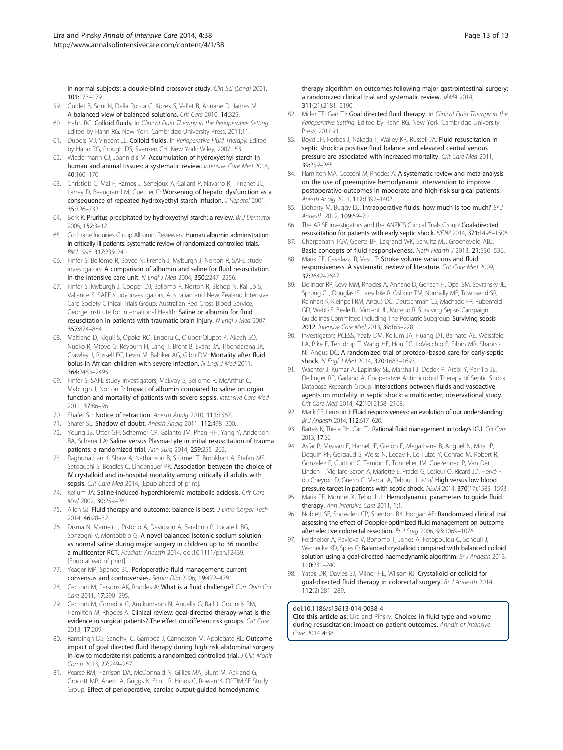in normal subjects: a double-blind crossover study. *Clin Sci (Lond)* 2001, **101**:173–179.

59. Guidet B, Soni N, Della Rocca G, Kozek S, Vallet B, Annane D, James M: **A balanced view of balanced solutions.** *Crit Care* 2010, **14**:325.
60. Hahn RG: **Colloid fluids.** In *Clinical Fluid Therapy in the Perioperative Setting.* Edited by Hahn RG. New York: Cambridge University Press; 2011:11.
61. Dubois MJ, Vincent JL: **Colloid fluids.** In *Perioperative Fluid Therapy.* Edited by Hahn RG, Prough DS, Svensen CH. New York: Wiley; 2007:153.
62. Wiedermann CJ, Joannidis M: **Accumulation of hydroxyethyl starch in human and animal tissues: a systematic review.** *Intensive Care Med* 2014, **40**:160–170.
63. Christidis C, Mal F, Ramos J, Senejoux A, Callard P, Navarro R, Trinchet JC, Larrey D, Beaugrand M, Guettier C: **Worsening of hepatic dysfunction as a consequence of repeated hydroxyethyl starch infusion.** *J Hepatol* 2001, **35**:726–732.
64. Bork K: **Pruritus precipitated by hydroxyethyl starch: a review.** *Br J Dermatol* 2005, **152**:3–12.
65. Cochrane Inquiries Group Albumin Reviewers: **Human albumin administration in critically ill patients: systematic review of randomized controlled trials.** *BMJ* 1998, **317**:2350240.
66. Finfer S, Bellomo R, Boyce N, French J, Myburgh J, Norton R, SAFE study investigators: **A comparison of albumin and saline for fluid resuscitation in the intensive care unit.** *N Engl J Med* 2004, **350**:2247–2256.
67. Finfer S, Myburgh J, Cooper DJ, Bellomo R, Norton R, Bishop N, Kai Lo S, Vallance S, SAFE study investigators, Australian and New Zealand Intensive Care Society Clinical Trials Group; Australian Red Cross Blood Service; George Institute for International Health: **Saline or albumin for fluid resuscitation in patients with traumatic brain injury.** *N Engl J Med* 2007, **357**:874–884.
68. Maitland D, Kiguli S, Opoka RO, Engoru C, Olupot-Olupot P, Akech SO, Nueko R, Mtove G, Reyburn H, Lang T, Brent B, Evans JA, Tibendarana JK, Crawley J, Russell EC, Levin M, Babiker AG, Gibb DM: **Mortality after fluid bolus in African children with severe infection.** *N Engl J Med* 2011, **364**:2483–2495.
69. Finfer S, SAFE study investigators, McEvoy S, Bellomo R, McArthur C, Myburgh J, Norton R: **Impact of albumin compared to saline on organ function and mortality of patients with severe sepsis.** *Intensive Care Med* 2011, **37**:86–96.
70. Shafer SL: **Notice of retraction.** *Anesth Analg* 2010, **111**:1567.
71. Shafer SL: **Shadow of doubt.** *Anesth Analg* 2011, **112**:498–500.
72. Young JB, Utter GH, Schermer CR, Galante JM, Phan HH, Yang Y, Anderson BA, Scherer LA: **Saline versus Plasma-Lyte in initial resuscitation of trauma patients: a randomized trial.** *Ann Surg* 2014, **259**:255–262.
73. Raghunathan K, Shaw A, Nathanson B, Stürmer T, Brookhart A, Stefan MS, Setoguchi S, Beadles C, Lindenauer PK: **Association between the choice of IV crystalloid and in-hospital mortality among critically ill adults with sepsis.** *Crit Care Med* 2014, [Epub ahead of print].
74. Kellum JA: **Saline-induced hyperchloremic metabolic acidosis.** *Crit Care Med* 2002, **30**:259–261.
75. Allen SJ: **Fluid therapy and outcome: balance is best.** *J Extra Corpor Tech* 2014, **46**:28–32.
76. Disma N, Mameli L, Pistorio A, Davidson A, Barabino P, Locatelli BG, Sonzogni V, Montobbio G: **A novel balanced isotonic sodium solution vs normal saline during major surgery in children up to 36 months: a multicenter RCT.** *Paediatr Anaesth* 2014. doi:10.1111/pan.12439. [Epub ahead of print].
77. Yeager MP, Spence BC: **Perioperative fluid management: current consensus and controversies.** *Semin Dial* 2006, **19**:472–479.
78. Cecconi M, Parsons AK, Rhodes A: **What is a fluid challenge?** *Curr Opin Crit Care* 2011, **17**:290–295.
79. Cecconi M, Corredor C, Arulkumaran N, Abuella G, Ball J, Grounds RM, Hamilton M, Rhodes A: **Clinical review: goal-directed therapy-what is the evidence in surgical patients? The effect on different risk groups.** *Crit Care* 2013, **17**:209.
80. Ramsingh DS, Sanghvi C, Gamboa J, Cannesson M, Applegate RL: **Outcome impact of goal directed fluid therapy during high risk abdominal surgery in low to moderate risk patients: a randomized controlled trial.** *J Clin Monit Comp* 2013, **27**:249–257.
81. Pearse RM, Harrison DA, McDonnald N, Gillies MA, Blunt M, Ackland G, Grocott MP, Ahern A, Griggs K, Scott R, Hinds C, Rowan K, OPTIMISE Study Group: **Effect of perioperative, cardiac output-guided hemodynamic therapy algorithm on outcomes following major gastrointestinal surgery: a randomized clinical trial and systematic review.** *JAMA* 2014, **311**(21):2181–2190.
82. Miller TE, Gan TJ: **Goal directed fluid therapy.** In *Clinical Fluid Therapy in the Perioperative Setting.* Edited by Hahn RG. New York: Cambridge University Press; 2011:91.
83. Boyd JH, Forbes J, Nakada T, Walley KR, Russell JA: **Fluid resuscitation in septic shock: a positive fluid balance and elevated central venous pressure are associated with increased mortality.** *Crit Care Med* 2011, **39**:259–265.
84. Hamilton MA, Cecconi M, Rhodes A: **A systematic review and meta-analysis on the use of preemptive hemodynamic intervention to improve postoperative outcomes in moderate and high-risk surgical patients.** *Anesth Analg* 2011, **112**:1392–1402.
85. Doherty M, Buggy DJ: **Intraoperative fluids: how much is too much?** *Br J Anaesth* 2012, **109**:69–70.
86. The ARISE investigators and the ANZICS Clinical Trials Group: **Goal-directed resuscitation for patients with early septic shock.** *NEJM* 2014, **371**:1496–1506.
87. Cherpanath TGV, Geerts BF, Lagrand WK, Schultz MJ, Groeneveld ABJ: **Basic concepts of fluid responsiveness.** *Neth Hearth J* 2013, **21**:530–536.
88. Marik PE, Cavalazzi R, Vasu T: **Stroke volume variations and fluid responsiveness. A systematic review of literature.** *Crit Care Med* 2009, **37**:2642–2647.
89. Delinger RP, Levy MM, Rhodes A, Annane D, Gerlach H, Opal SM, Sevransky JE, Sprung CL, Douglas IS, Jaeschke R, Osborn TM, Nunnally ME, Townsend SR, Reinhart K, Kleinpell RM, Angus DC, Deutschman CS, Machado FR, Rubenfeld GD, Webb S, Beale RJ, Vincent JL, Moreno R, Surviving Sepsis Campaign Guidelines Committee including The Pediatric Subgroup: **Surviving sepsis 2012.** *Intensive Care Med* 2013, **39**:165–228.
90. Investigators PCESS, Yealy DM, Kellum JA, Huang DT, Barnato AE, Weissfeld LA, Pike F, Terndrup T, Wang HE, Hou PC, LoVecchio F, Filbin MR, Shapiro NI, Angus DC: **A randomized trial of protocol-based care for early septic shock.** *N Engl J Med* 2014, **370**:1683–1693.
91. Wachter J, Kumar A, Lapinsky SE, Marshall J, Dodek P, Arabi Y, Parrillo JE, Dellinger RP, Garland A, Cooperative Antimicrobial Therapy of Septic Shock Database Research Group: **Interactions between fluids and vasoactive agents on mortality in septic shock: a multicenter, observational study.** *Crit Care Med* 2014, **42**(10):2158–2168.
92. Marik PE, Lemson J: **Fluid responsiveness: an evolution of our understanding.** *Br J Anaesth* 2014, **112**:617–620.
93. Bartels K, Thiele RH, Gan TJ: **Rational fluid management in today's ICU.** *Crit Care* 2013, **17**:S6.
94. Asfar P, Meziani F, Hamel JF, Grelon F, Megarbane B, Anguel N, Mira JP, Dequin PF, Gergaud S, Weiss N, Legay F, Le Tulzo Y, Conrad M, Robert R, Gonzalez F, Guitton C, Tamion F, Tonnelier JM, Guezennec P, Van Der Linden T, Vieillard-Baron A, Mariotte E, Pradel G, Lesieur O, Ricard JD, Hervé F, du Cheyron D, Guerin C, Mercat A, Teboul JL, *et al*: **High versus low blood pressure target in patients with septic shock.** *NEJM* 2014, **370**(17):1583–1593.
95. Marik PE, Monnet X, Teboul JL: **Hemodynamic parameters to guide fluid therapy.** *Ann Intensive Care* 2011, **1**:1.
96. Noblett SE, Snowden CP, Shenton BK, Horgan AF: **Randomized clinical trial assessing the effect of Doppler-optimized fluid management on outcome after elective colorectal resection.** *Br J Surg* 2006, **93**:1069–1076.
97. Feldheiser A, Pavlova V, Bonomo T, Jones A, Fotopoulou C, Sehouli J, Wernecke KD, Spies C: **Balanced crystalloid compared with balanced colloid solution using a goal-directed haemodynamic algorithm.** *Br J Anaesth* 2013, **110**:231–240.
98. Yates DR, Davies SJ, Milner HE, Wilson RJ: **Crystalloid or colloid for goal-directed fluid therapy in colorectal surgery.** *Br J Anaesth* 2014, **112**(2):281–289.

doi:10.1186/s13613-014-0038-4

**Cite this article as:** Lira and Pinsky: **Choices in fluid type and volume during resuscitation: impact on patient outcomes.** *Annals of Intensive Care* 2014 **4**:38.